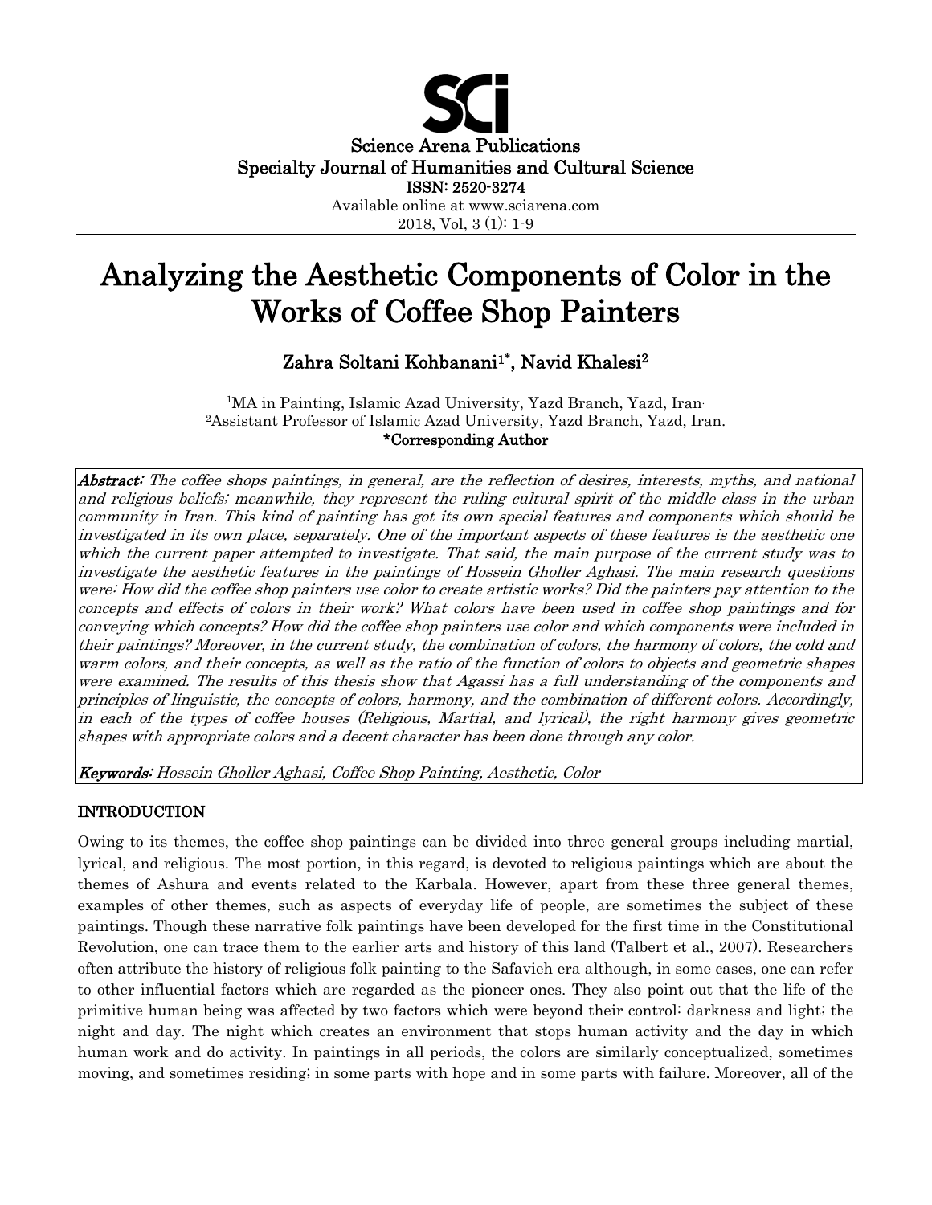Science Arena Publications
Specialty Journal of Humanities and Cultural Science
ISSN: 2520-3274
Available online at www.sciarena.com
2018, Vol, 3 (1): 1-9

# Analyzing the Aesthetic Components of Color in the Works of Coffee Shop Painters

**Zahra Soltani Kohbanani[1*], Navid Khalesi[2]**

[1]MA in Painting, Islamic Azad University, Yazd Branch, Yazd, Iran.
[2]Assistant Professor of Islamic Azad University, Yazd Branch, Yazd, Iran.
**\*Corresponding Author**

***Abstract:*** *The coffee shops paintings, in general, are the reflection of desires, interests, myths, and national and religious beliefs; meanwhile, they represent the ruling cultural spirit of the middle class in the urban community in Iran. This kind of painting has got its own special features and components which should be investigated in its own place, separately. One of the important aspects of these features is the aesthetic one which the current paper attempted to investigate. That said, the main purpose of the current study was to investigate the aesthetic features in the paintings of Hossein Gholler Aghasi. The main research questions were: How did the coffee shop painters use color to create artistic works? Did the painters pay attention to the concepts and effects of colors in their work? What colors have been used in coffee shop paintings and for conveying which concepts? How did the coffee shop painters use color and which components were included in their paintings? Moreover, in the current study, the combination of colors, the harmony of colors, the cold and warm colors, and their concepts, as well as the ratio of the function of colors to objects and geometric shapes were examined. The results of this thesis show that Agassi has a full understanding of the components and principles of linguistic, the concepts of colors, harmony, and the combination of different colors. Accordingly, in each of the types of coffee houses (Religious, Martial, and lyrical), the right harmony gives geometric shapes with appropriate colors and a decent character has been done through any color.*

***Keywords:*** *Hossein Gholler Aghasi, Coffee Shop Painting, Aesthetic, Color*

## INTRODUCTION

Owing to its themes, the coffee shop paintings can be divided into three general groups including martial, lyrical, and religious. The most portion, in this regard, is devoted to religious paintings which are about the themes of Ashura and events related to the Karbala. However, apart from these three general themes, examples of other themes, such as aspects of everyday life of people, are sometimes the subject of these paintings. Though these narrative folk paintings have been developed for the first time in the Constitutional Revolution, one can trace them to the earlier arts and history of this land (Talbert et al., 2007). Researchers often attribute the history of religious folk painting to the Safavieh era although, in some cases, one can refer to other influential factors which are regarded as the pioneer ones. They also point out that the life of the primitive human being was affected by two factors which were beyond their control: darkness and light; the night and day. The night which creates an environment that stops human activity and the day in which human work and do activity. In paintings in all periods, the colors are similarly conceptualized, sometimes moving, and sometimes residing; in some parts with hope and in some parts with failure. Moreover, all of the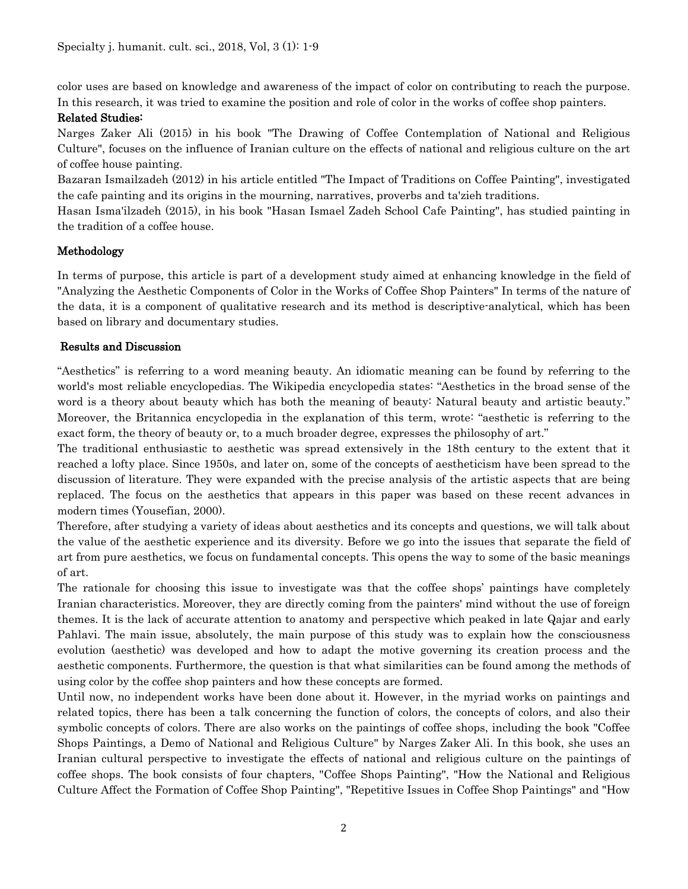color uses are based on knowledge and awareness of the impact of color on contributing to reach the purpose. In this research, it was tried to examine the position and role of color in the works of coffee shop painters.

### Related Studies:

Narges Zaker Ali (2015) in his book "The Drawing of Coffee Contemplation of National and Religious Culture", focuses on the influence of Iranian culture on the effects of national and religious culture on the art of coffee house painting.

Bazaran Ismailzadeh (2012) in his article entitled "The Impact of Traditions on Coffee Painting", investigated the cafe painting and its origins in the mourning, narratives, proverbs and ta'zieh traditions.

Hasan Isma'ilzadeh (2015), in his book "Hasan Ismael Zadeh School Cafe Painting", has studied painting in the tradition of a coffee house.

## Methodology

In terms of purpose, this article is part of a development study aimed at enhancing knowledge in the field of "Analyzing the Aesthetic Components of Color in the Works of Coffee Shop Painters" In terms of the nature of the data, it is a component of qualitative research and its method is descriptive-analytical, which has been based on library and documentary studies.

## Results and Discussion

"Aesthetics" is referring to a word meaning beauty. An idiomatic meaning can be found by referring to the world's most reliable encyclopedias. The Wikipedia encyclopedia states: "Aesthetics in the broad sense of the word is a theory about beauty which has both the meaning of beauty: Natural beauty and artistic beauty." Moreover, the Britannica encyclopedia in the explanation of this term, wrote: "aesthetic is referring to the exact form, the theory of beauty or, to a much broader degree, expresses the philosophy of art."

The traditional enthusiastic to aesthetic was spread extensively in the 18th century to the extent that it reached a lofty place. Since 1950s, and later on, some of the concepts of aestheticism have been spread to the discussion of literature. They were expanded with the precise analysis of the artistic aspects that are being replaced. The focus on the aesthetics that appears in this paper was based on these recent advances in modern times (Yousefian, 2000).

Therefore, after studying a variety of ideas about aesthetics and its concepts and questions, we will talk about the value of the aesthetic experience and its diversity. Before we go into the issues that separate the field of art from pure aesthetics, we focus on fundamental concepts. This opens the way to some of the basic meanings of art.

The rationale for choosing this issue to investigate was that the coffee shops' paintings have completely Iranian characteristics. Moreover, they are directly coming from the painters' mind without the use of foreign themes. It is the lack of accurate attention to anatomy and perspective which peaked in late Qajar and early Pahlavi. The main issue, absolutely, the main purpose of this study was to explain how the consciousness evolution (aesthetic) was developed and how to adapt the motive governing its creation process and the aesthetic components. Furthermore, the question is that what similarities can be found among the methods of using color by the coffee shop painters and how these concepts are formed.

Until now, no independent works have been done about it. However, in the myriad works on paintings and related topics, there has been a talk concerning the function of colors, the concepts of colors, and also their symbolic concepts of colors. There are also works on the paintings of coffee shops, including the book "Coffee Shops Paintings, a Demo of National and Religious Culture" by Narges Zaker Ali. In this book, she uses an Iranian cultural perspective to investigate the effects of national and religious culture on the paintings of coffee shops. The book consists of four chapters, "Coffee Shops Painting", "How the National and Religious Culture Affect the Formation of Coffee Shop Painting", "Repetitive Issues in Coffee Shop Paintings" and "How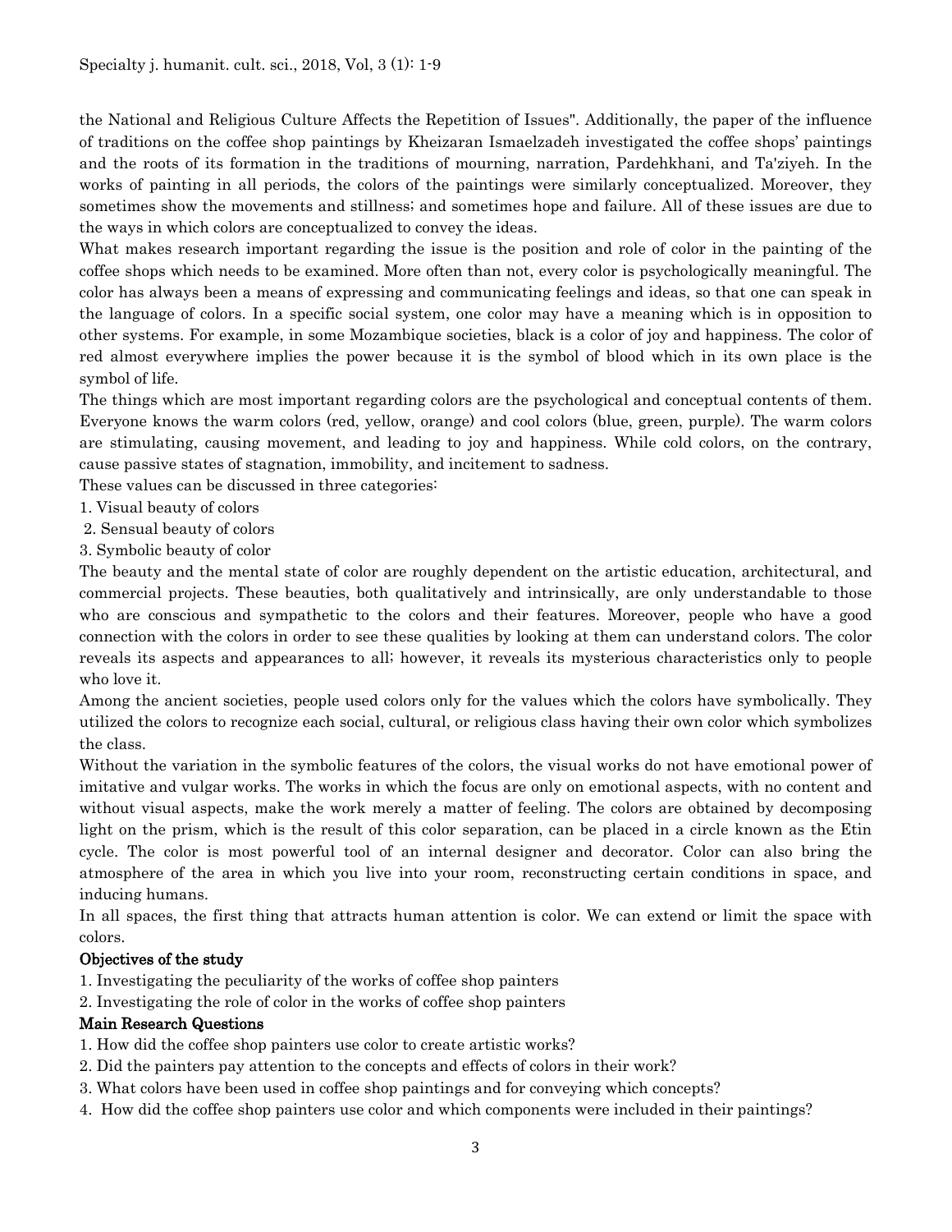the National and Religious Culture Affects the Repetition of Issues". Additionally, the paper of the influence of traditions on the coffee shop paintings by Kheizaran Ismaelzadeh investigated the coffee shops' paintings and the roots of its formation in the traditions of mourning, narration, Pardehkhani, and Ta'ziyeh. In the works of painting in all periods, the colors of the paintings were similarly conceptualized. Moreover, they sometimes show the movements and stillness; and sometimes hope and failure. All of these issues are due to the ways in which colors are conceptualized to convey the ideas.

What makes research important regarding the issue is the position and role of color in the painting of the coffee shops which needs to be examined. More often than not, every color is psychologically meaningful. The color has always been a means of expressing and communicating feelings and ideas, so that one can speak in the language of colors. In a specific social system, one color may have a meaning which is in opposition to other systems. For example, in some Mozambique societies, black is a color of joy and happiness. The color of red almost everywhere implies the power because it is the symbol of blood which in its own place is the symbol of life.

The things which are most important regarding colors are the psychological and conceptual contents of them. Everyone knows the warm colors (red, yellow, orange) and cool colors (blue, green, purple). The warm colors are stimulating, causing movement, and leading to joy and happiness. While cold colors, on the contrary, cause passive states of stagnation, immobility, and incitement to sadness.

These values can be discussed in three categories:

1. Visual beauty of colors
2. Sensual beauty of colors
3. Symbolic beauty of color

The beauty and the mental state of color are roughly dependent on the artistic education, architectural, and commercial projects. These beauties, both qualitatively and intrinsically, are only understandable to those who are conscious and sympathetic to the colors and their features. Moreover, people who have a good connection with the colors in order to see these qualities by looking at them can understand colors. The color reveals its aspects and appearances to all; however, it reveals its mysterious characteristics only to people who love it.

Among the ancient societies, people used colors only for the values which the colors have symbolically. They utilized the colors to recognize each social, cultural, or religious class having their own color which symbolizes the class.

Without the variation in the symbolic features of the colors, the visual works do not have emotional power of imitative and vulgar works. The works in which the focus are only on emotional aspects, with no content and without visual aspects, make the work merely a matter of feeling. The colors are obtained by decomposing light on the prism, which is the result of this color separation, can be placed in a circle known as the Etin cycle. The color is most powerful tool of an internal designer and decorator. Color can also bring the atmosphere of the area in which you live into your room, reconstructing certain conditions in space, and inducing humans.

In all spaces, the first thing that attracts human attention is color. We can extend or limit the space with colors.

## Objectives of the study

1. Investigating the peculiarity of the works of coffee shop painters
2. Investigating the role of color in the works of coffee shop painters

## Main Research Questions

1. How did the coffee shop painters use color to create artistic works?
2. Did the painters pay attention to the concepts and effects of colors in their work?
3. What colors have been used in coffee shop paintings and for conveying which concepts?
4. How did the coffee shop painters use color and which components were included in their paintings?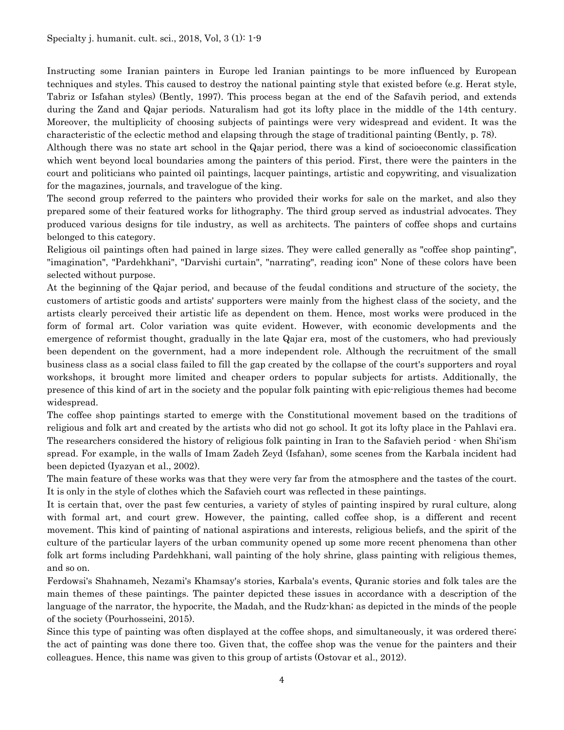Instructing some Iranian painters in Europe led Iranian paintings to be more influenced by European techniques and styles. This caused to destroy the national painting style that existed before (e.g. Herat style, Tabriz or Isfahan styles) (Bently, 1997). This process began at the end of the Safavih period, and extends during the Zand and Qajar periods. Naturalism had got its lofty place in the middle of the 14th century. Moreover, the multiplicity of choosing subjects of paintings were very widespread and evident. It was the characteristic of the eclectic method and elapsing through the stage of traditional painting (Bently, p. 78).

Although there was no state art school in the Qajar period, there was a kind of socioeconomic classification which went beyond local boundaries among the painters of this period. First, there were the painters in the court and politicians who painted oil paintings, lacquer paintings, artistic and copywriting, and visualization for the magazines, journals, and travelogue of the king.

The second group referred to the painters who provided their works for sale on the market, and also they prepared some of their featured works for lithography. The third group served as industrial advocates. They produced various designs for tile industry, as well as architects. The painters of coffee shops and curtains belonged to this category.

Religious oil paintings often had pained in large sizes. They were called generally as "coffee shop painting", "imagination", "Pardehkhani", "Darvishi curtain", "narrating", reading icon" None of these colors have been selected without purpose.

At the beginning of the Qajar period, and because of the feudal conditions and structure of the society, the customers of artistic goods and artists' supporters were mainly from the highest class of the society, and the artists clearly perceived their artistic life as dependent on them. Hence, most works were produced in the form of formal art. Color variation was quite evident. However, with economic developments and the emergence of reformist thought, gradually in the late Qajar era, most of the customers, who had previously been dependent on the government, had a more independent role. Although the recruitment of the small business class as a social class failed to fill the gap created by the collapse of the court's supporters and royal workshops, it brought more limited and cheaper orders to popular subjects for artists. Additionally, the presence of this kind of art in the society and the popular folk painting with epic-religious themes had become widespread.

The coffee shop paintings started to emerge with the Constitutional movement based on the traditions of religious and folk art and created by the artists who did not go school. It got its lofty place in the Pahlavi era. The researchers considered the history of religious folk painting in Iran to the Safavieh period - when Shi'ism spread. For example, in the walls of Imam Zadeh Zeyd (Isfahan), some scenes from the Karbala incident had been depicted (Iyazyan et al., 2002).

The main feature of these works was that they were very far from the atmosphere and the tastes of the court. It is only in the style of clothes which the Safavieh court was reflected in these paintings.

It is certain that, over the past few centuries, a variety of styles of painting inspired by rural culture, along with formal art, and court grew. However, the painting, called coffee shop, is a different and recent movement. This kind of painting of national aspirations and interests, religious beliefs, and the spirit of the culture of the particular layers of the urban community opened up some more recent phenomena than other folk art forms including Pardehkhani, wall painting of the holy shrine, glass painting with religious themes, and so on.

Ferdowsi's Shahnameh, Nezami's Khamsay's stories, Karbala's events, Quranic stories and folk tales are the main themes of these paintings. The painter depicted these issues in accordance with a description of the language of the narrator, the hypocrite, the Madah, and the Rudz-khan; as depicted in the minds of the people of the society (Pourhosseini, 2015).

Since this type of painting was often displayed at the coffee shops, and simultaneously, it was ordered there; the act of painting was done there too. Given that, the coffee shop was the venue for the painters and their colleagues. Hence, this name was given to this group of artists (Ostovar et al., 2012).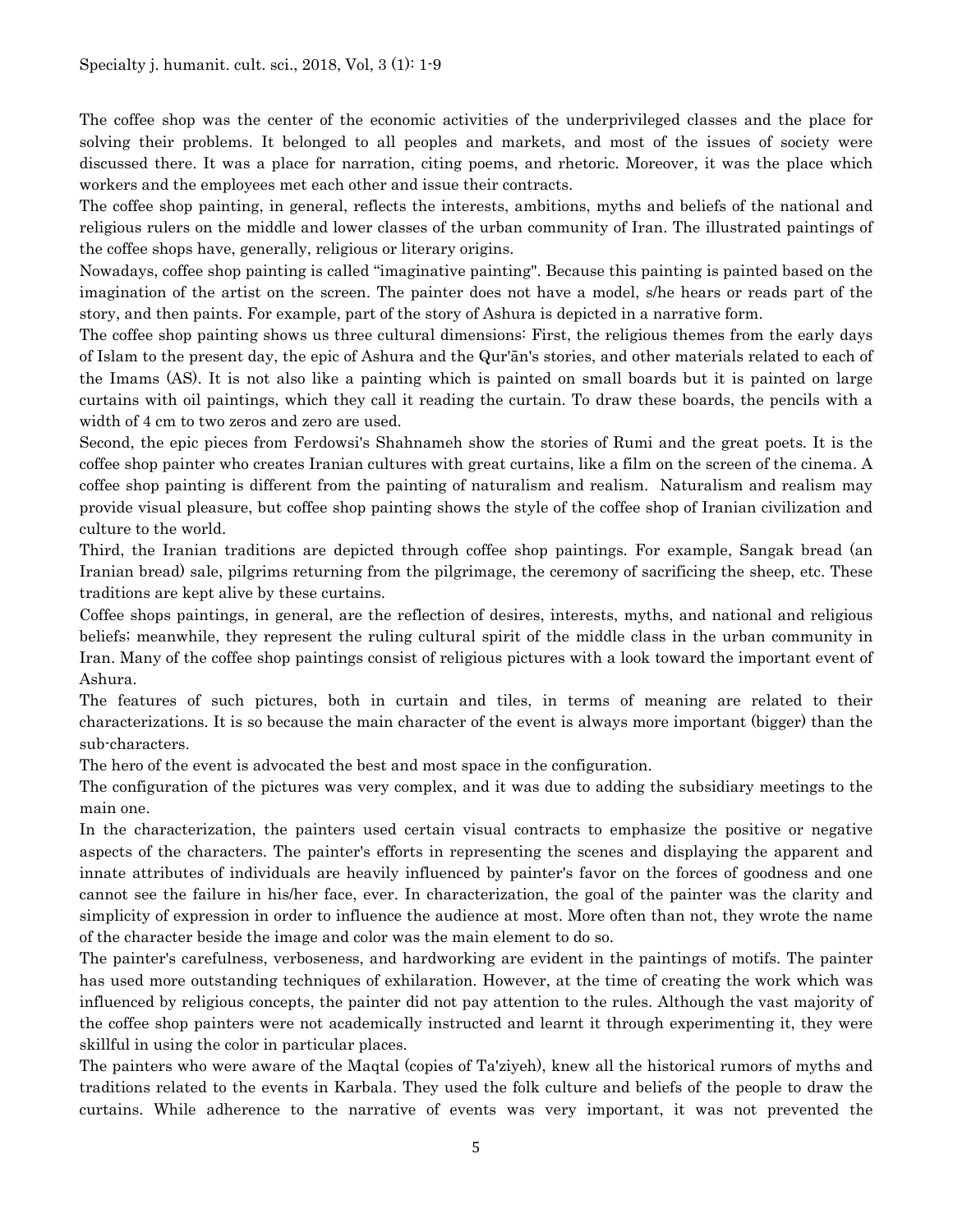The coffee shop was the center of the economic activities of the underprivileged classes and the place for solving their problems. It belonged to all peoples and markets, and most of the issues of society were discussed there. It was a place for narration, citing poems, and rhetoric. Moreover, it was the place which workers and the employees met each other and issue their contracts.

The coffee shop painting, in general, reflects the interests, ambitions, myths and beliefs of the national and religious rulers on the middle and lower classes of the urban community of Iran. The illustrated paintings of the coffee shops have, generally, religious or literary origins.

Nowadays, coffee shop painting is called "imaginative painting". Because this painting is painted based on the imagination of the artist on the screen. The painter does not have a model, s/he hears or reads part of the story, and then paints. For example, part of the story of Ashura is depicted in a narrative form.

The coffee shop painting shows us three cultural dimensions: First, the religious themes from the early days of Islam to the present day, the epic of Ashura and the Qur'ān's stories, and other materials related to each of the Imams (AS). It is not also like a painting which is painted on small boards but it is painted on large curtains with oil paintings, which they call it reading the curtain. To draw these boards, the pencils with a width of 4 cm to two zeros and zero are used.

Second, the epic pieces from Ferdowsi's Shahnameh show the stories of Rumi and the great poets. It is the coffee shop painter who creates Iranian cultures with great curtains, like a film on the screen of the cinema. A coffee shop painting is different from the painting of naturalism and realism. Naturalism and realism may provide visual pleasure, but coffee shop painting shows the style of the coffee shop of Iranian civilization and culture to the world.

Third, the Iranian traditions are depicted through coffee shop paintings. For example, Sangak bread (an Iranian bread) sale, pilgrims returning from the pilgrimage, the ceremony of sacrificing the sheep, etc. These traditions are kept alive by these curtains.

Coffee shops paintings, in general, are the reflection of desires, interests, myths, and national and religious beliefs; meanwhile, they represent the ruling cultural spirit of the middle class in the urban community in Iran. Many of the coffee shop paintings consist of religious pictures with a look toward the important event of Ashura.

The features of such pictures, both in curtain and tiles, in terms of meaning are related to their characterizations. It is so because the main character of the event is always more important (bigger) than the sub-characters.

The hero of the event is advocated the best and most space in the configuration.

The configuration of the pictures was very complex, and it was due to adding the subsidiary meetings to the main one.

In the characterization, the painters used certain visual contracts to emphasize the positive or negative aspects of the characters. The painter's efforts in representing the scenes and displaying the apparent and innate attributes of individuals are heavily influenced by painter's favor on the forces of goodness and one cannot see the failure in his/her face, ever. In characterization, the goal of the painter was the clarity and simplicity of expression in order to influence the audience at most. More often than not, they wrote the name of the character beside the image and color was the main element to do so.

The painter's carefulness, verboseness, and hardworking are evident in the paintings of motifs. The painter has used more outstanding techniques of exhilaration. However, at the time of creating the work which was influenced by religious concepts, the painter did not pay attention to the rules. Although the vast majority of the coffee shop painters were not academically instructed and learnt it through experimenting it, they were skillful in using the color in particular places.

The painters who were aware of the Maqtal (copies of Ta'ziyeh), knew all the historical rumors of myths and traditions related to the events in Karbala. They used the folk culture and beliefs of the people to draw the curtains. While adherence to the narrative of events was very important, it was not prevented the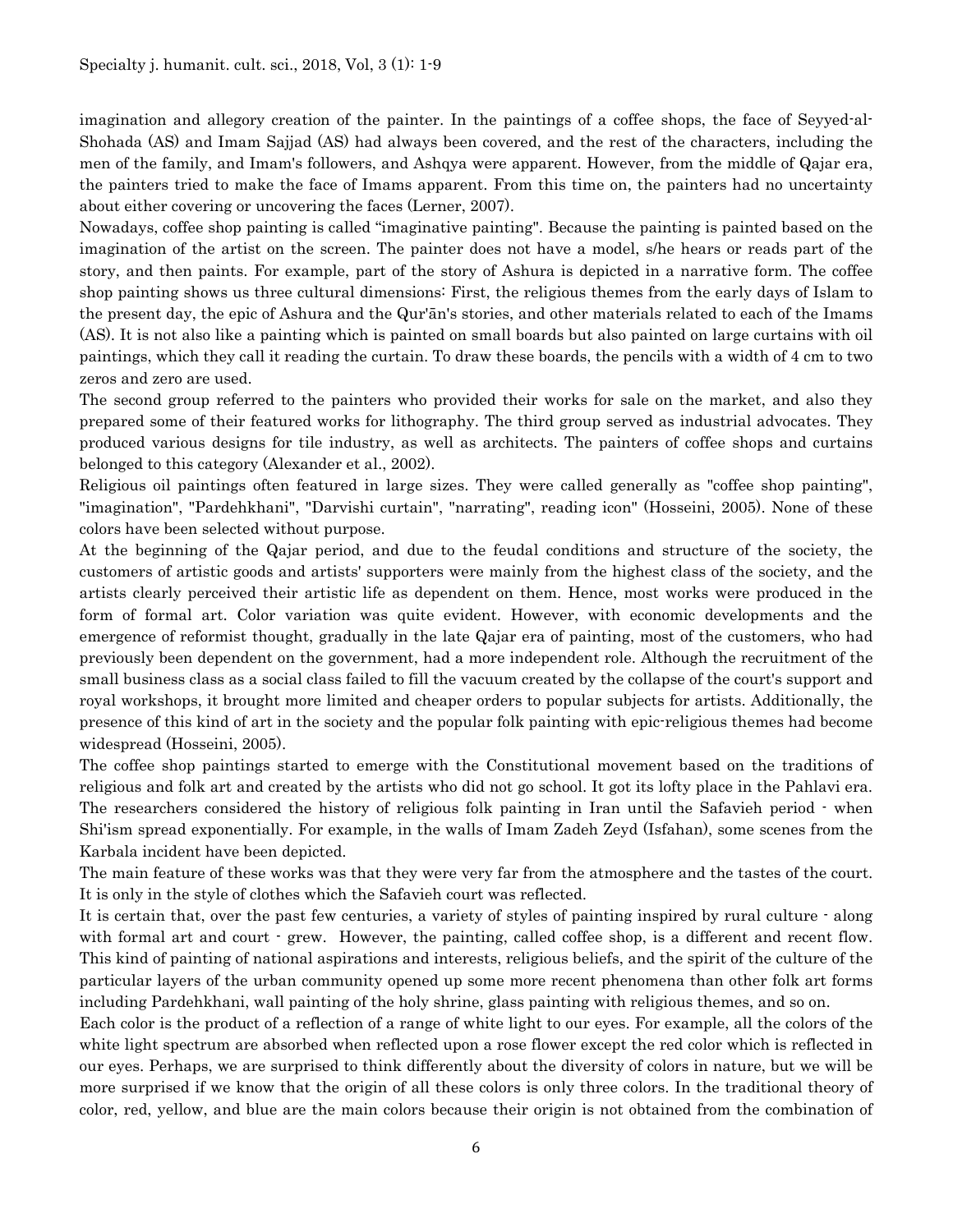imagination and allegory creation of the painter. In the paintings of a coffee shops, the face of Seyyed-al-Shohada (AS) and Imam Sajjad (AS) had always been covered, and the rest of the characters, including the men of the family, and Imam's followers, and Ashqya were apparent. However, from the middle of Qajar era, the painters tried to make the face of Imams apparent. From this time on, the painters had no uncertainty about either covering or uncovering the faces (Lerner, 2007).

Nowadays, coffee shop painting is called "imaginative painting". Because the painting is painted based on the imagination of the artist on the screen. The painter does not have a model, s/he hears or reads part of the story, and then paints. For example, part of the story of Ashura is depicted in a narrative form. The coffee shop painting shows us three cultural dimensions: First, the religious themes from the early days of Islam to the present day, the epic of Ashura and the Qur'ān's stories, and other materials related to each of the Imams (AS). It is not also like a painting which is painted on small boards but also painted on large curtains with oil paintings, which they call it reading the curtain. To draw these boards, the pencils with a width of 4 cm to two zeros and zero are used.

The second group referred to the painters who provided their works for sale on the market, and also they prepared some of their featured works for lithography. The third group served as industrial advocates. They produced various designs for tile industry, as well as architects. The painters of coffee shops and curtains belonged to this category (Alexander et al., 2002).

Religious oil paintings often featured in large sizes. They were called generally as "coffee shop painting", "imagination", "Pardehkhani", "Darvishi curtain", "narrating", reading icon" (Hosseini, 2005). None of these colors have been selected without purpose.

At the beginning of the Qajar period, and due to the feudal conditions and structure of the society, the customers of artistic goods and artists' supporters were mainly from the highest class of the society, and the artists clearly perceived their artistic life as dependent on them. Hence, most works were produced in the form of formal art. Color variation was quite evident. However, with economic developments and the emergence of reformist thought, gradually in the late Qajar era of painting, most of the customers, who had previously been dependent on the government, had a more independent role. Although the recruitment of the small business class as a social class failed to fill the vacuum created by the collapse of the court's support and royal workshops, it brought more limited and cheaper orders to popular subjects for artists. Additionally, the presence of this kind of art in the society and the popular folk painting with epic-religious themes had become widespread (Hosseini, 2005).

The coffee shop paintings started to emerge with the Constitutional movement based on the traditions of religious and folk art and created by the artists who did not go school. It got its lofty place in the Pahlavi era. The researchers considered the history of religious folk painting in Iran until the Safavieh period - when Shi'ism spread exponentially. For example, in the walls of Imam Zadeh Zeyd (Isfahan), some scenes from the Karbala incident have been depicted.

The main feature of these works was that they were very far from the atmosphere and the tastes of the court. It is only in the style of clothes which the Safavieh court was reflected.

It is certain that, over the past few centuries, a variety of styles of painting inspired by rural culture - along with formal art and court - grew. However, the painting, called coffee shop, is a different and recent flow. This kind of painting of national aspirations and interests, religious beliefs, and the spirit of the culture of the particular layers of the urban community opened up some more recent phenomena than other folk art forms including Pardehkhani, wall painting of the holy shrine, glass painting with religious themes, and so on.

Each color is the product of a reflection of a range of white light to our eyes. For example, all the colors of the white light spectrum are absorbed when reflected upon a rose flower except the red color which is reflected in our eyes. Perhaps, we are surprised to think differently about the diversity of colors in nature, but we will be more surprised if we know that the origin of all these colors is only three colors. In the traditional theory of color, red, yellow, and blue are the main colors because their origin is not obtained from the combination of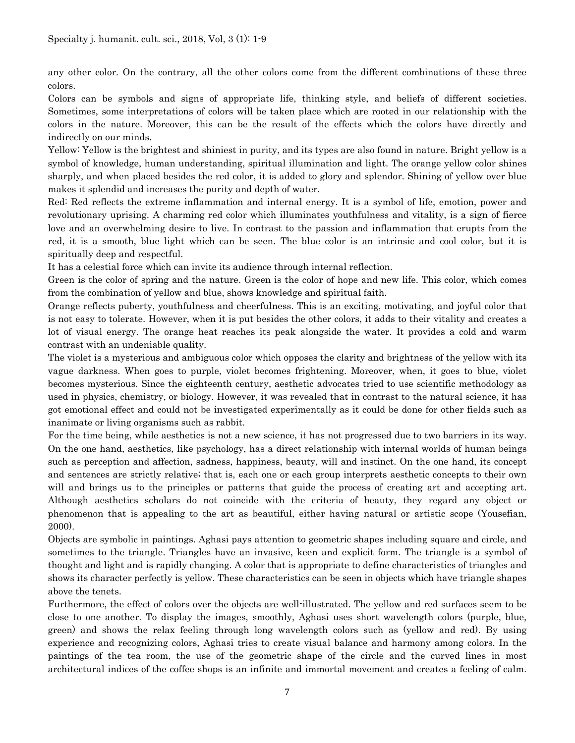any other color. On the contrary, all the other colors come from the different combinations of these three colors.

Colors can be symbols and signs of appropriate life, thinking style, and beliefs of different societies. Sometimes, some interpretations of colors will be taken place which are rooted in our relationship with the colors in the nature. Moreover, this can be the result of the effects which the colors have directly and indirectly on our minds.

Yellow: Yellow is the brightest and shiniest in purity, and its types are also found in nature. Bright yellow is a symbol of knowledge, human understanding, spiritual illumination and light. The orange yellow color shines sharply, and when placed besides the red color, it is added to glory and splendor. Shining of yellow over blue makes it splendid and increases the purity and depth of water.

Red: Red reflects the extreme inflammation and internal energy. It is a symbol of life, emotion, power and revolutionary uprising. A charming red color which illuminates youthfulness and vitality, is a sign of fierce love and an overwhelming desire to live. In contrast to the passion and inflammation that erupts from the red, it is a smooth, blue light which can be seen. The blue color is an intrinsic and cool color, but it is spiritually deep and respectful.

It has a celestial force which can invite its audience through internal reflection.

Green is the color of spring and the nature. Green is the color of hope and new life. This color, which comes from the combination of yellow and blue, shows knowledge and spiritual faith.

Orange reflects puberty, youthfulness and cheerfulness. This is an exciting, motivating, and joyful color that is not easy to tolerate. However, when it is put besides the other colors, it adds to their vitality and creates a lot of visual energy. The orange heat reaches its peak alongside the water. It provides a cold and warm contrast with an undeniable quality.

The violet is a mysterious and ambiguous color which opposes the clarity and brightness of the yellow with its vague darkness. When goes to purple, violet becomes frightening. Moreover, when, it goes to blue, violet becomes mysterious. Since the eighteenth century, aesthetic advocates tried to use scientific methodology as used in physics, chemistry, or biology. However, it was revealed that in contrast to the natural science, it has got emotional effect and could not be investigated experimentally as it could be done for other fields such as inanimate or living organisms such as rabbit.

For the time being, while aesthetics is not a new science, it has not progressed due to two barriers in its way. On the one hand, aesthetics, like psychology, has a direct relationship with internal worlds of human beings such as perception and affection, sadness, happiness, beauty, will and instinct. On the one hand, its concept and sentences are strictly relative; that is, each one or each group interprets aesthetic concepts to their own will and brings us to the principles or patterns that guide the process of creating art and accepting art. Although aesthetics scholars do not coincide with the criteria of beauty, they regard any object or phenomenon that is appealing to the art as beautiful, either having natural or artistic scope (Yousefian, 2000).

Objects are symbolic in paintings. Aghasi pays attention to geometric shapes including square and circle, and sometimes to the triangle. Triangles have an invasive, keen and explicit form. The triangle is a symbol of thought and light and is rapidly changing. A color that is appropriate to define characteristics of triangles and shows its character perfectly is yellow. These characteristics can be seen in objects which have triangle shapes above the tenets.

Furthermore, the effect of colors over the objects are well-illustrated. The yellow and red surfaces seem to be close to one another. To display the images, smoothly, Aghasi uses short wavelength colors (purple, blue, green) and shows the relax feeling through long wavelength colors such as (yellow and red). By using experience and recognizing colors, Aghasi tries to create visual balance and harmony among colors. In the paintings of the tea room, the use of the geometric shape of the circle and the curved lines in most architectural indices of the coffee shops is an infinite and immortal movement and creates a feeling of calm.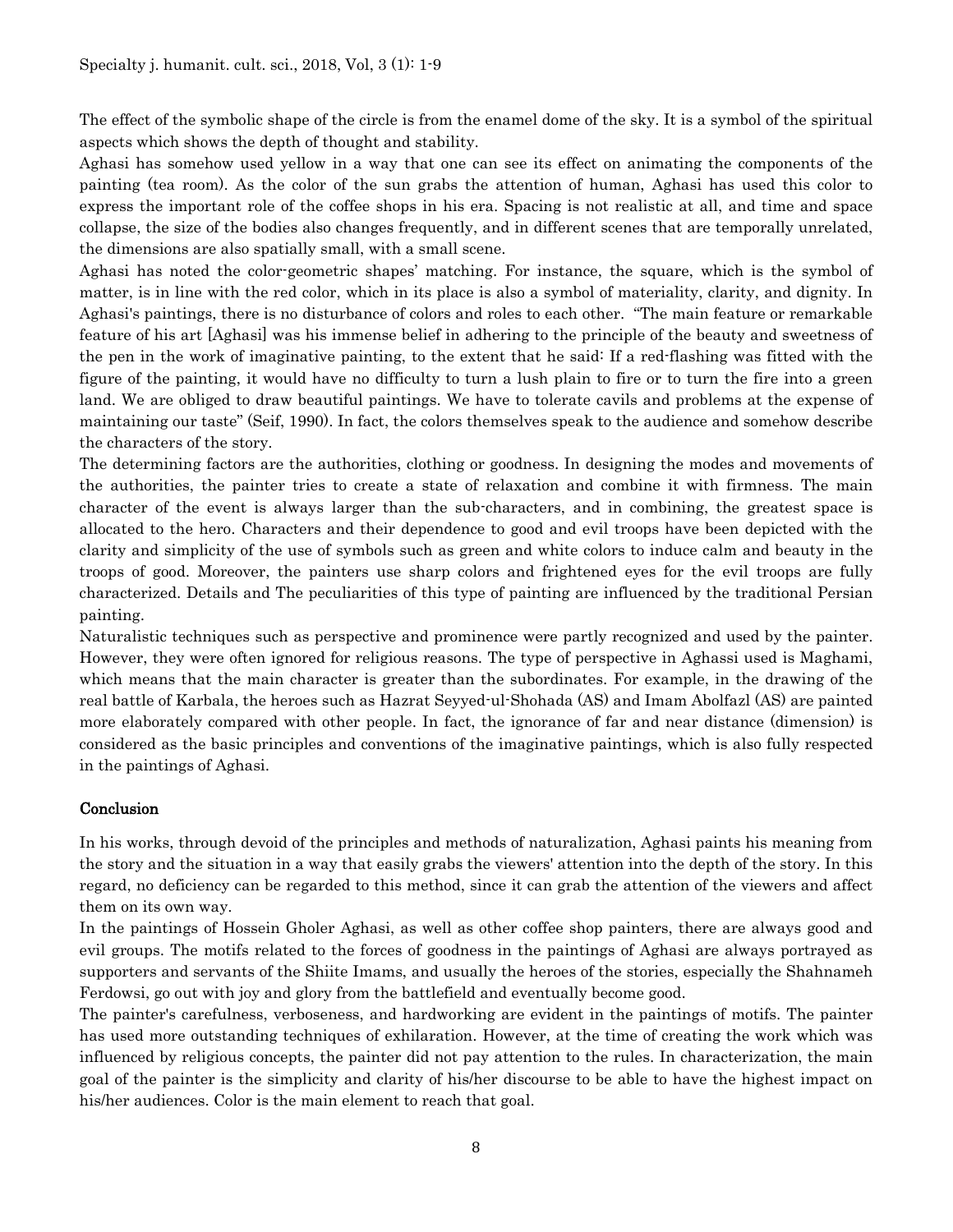The effect of the symbolic shape of the circle is from the enamel dome of the sky. It is a symbol of the spiritual aspects which shows the depth of thought and stability.

Aghasi has somehow used yellow in a way that one can see its effect on animating the components of the painting (tea room). As the color of the sun grabs the attention of human, Aghasi has used this color to express the important role of the coffee shops in his era. Spacing is not realistic at all, and time and space collapse, the size of the bodies also changes frequently, and in different scenes that are temporally unrelated, the dimensions are also spatially small, with a small scene.

Aghasi has noted the color-geometric shapes' matching. For instance, the square, which is the symbol of matter, is in line with the red color, which in its place is also a symbol of materiality, clarity, and dignity. In Aghasi's paintings, there is no disturbance of colors and roles to each other. "The main feature or remarkable feature of his art [Aghasi] was his immense belief in adhering to the principle of the beauty and sweetness of the pen in the work of imaginative painting, to the extent that he said: If a red-flashing was fitted with the figure of the painting, it would have no difficulty to turn a lush plain to fire or to turn the fire into a green land. We are obliged to draw beautiful paintings. We have to tolerate cavils and problems at the expense of maintaining our taste" (Seif, 1990). In fact, the colors themselves speak to the audience and somehow describe the characters of the story.

The determining factors are the authorities, clothing or goodness. In designing the modes and movements of the authorities, the painter tries to create a state of relaxation and combine it with firmness. The main character of the event is always larger than the sub-characters, and in combining, the greatest space is allocated to the hero. Characters and their dependence to good and evil troops have been depicted with the clarity and simplicity of the use of symbols such as green and white colors to induce calm and beauty in the troops of good. Moreover, the painters use sharp colors and frightened eyes for the evil troops are fully characterized. Details and The peculiarities of this type of painting are influenced by the traditional Persian painting.

Naturalistic techniques such as perspective and prominence were partly recognized and used by the painter. However, they were often ignored for religious reasons. The type of perspective in Aghassi used is Maghami, which means that the main character is greater than the subordinates. For example, in the drawing of the real battle of Karbala, the heroes such as Hazrat Seyyed-ul-Shohada (AS) and Imam Abolfazl (AS) are painted more elaborately compared with other people. In fact, the ignorance of far and near distance (dimension) is considered as the basic principles and conventions of the imaginative paintings, which is also fully respected in the paintings of Aghasi.

## Conclusion

In his works, through devoid of the principles and methods of naturalization, Aghasi paints his meaning from the story and the situation in a way that easily grabs the viewers' attention into the depth of the story. In this regard, no deficiency can be regarded to this method, since it can grab the attention of the viewers and affect them on its own way.

In the paintings of Hossein Gholer Aghasi, as well as other coffee shop painters, there are always good and evil groups. The motifs related to the forces of goodness in the paintings of Aghasi are always portrayed as supporters and servants of the Shiite Imams, and usually the heroes of the stories, especially the Shahnameh Ferdowsi, go out with joy and glory from the battlefield and eventually become good.

The painter's carefulness, verboseness, and hardworking are evident in the paintings of motifs. The painter has used more outstanding techniques of exhilaration. However, at the time of creating the work which was influenced by religious concepts, the painter did not pay attention to the rules. In characterization, the main goal of the painter is the simplicity and clarity of his/her discourse to be able to have the highest impact on his/her audiences. Color is the main element to reach that goal.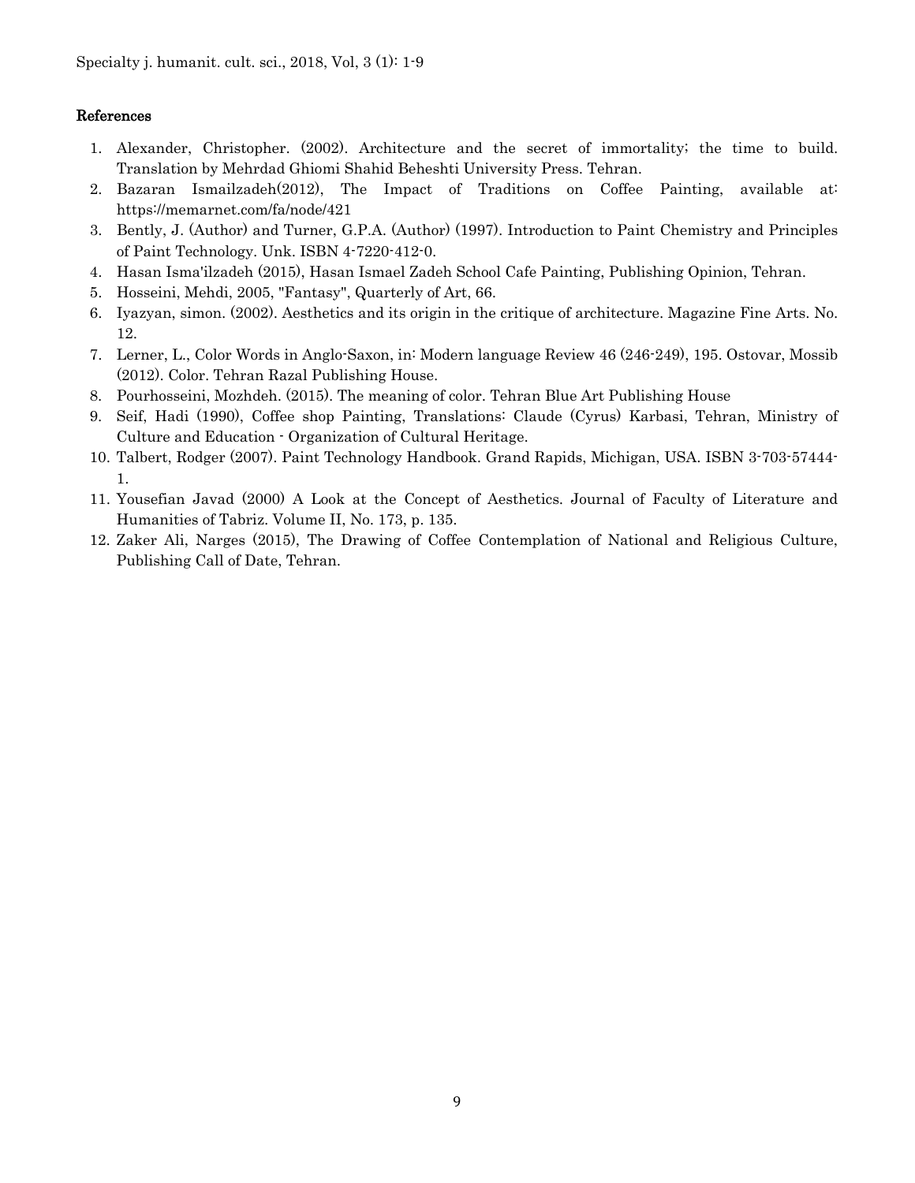### References

1. Alexander, Christopher. (2002). Architecture and the secret of immortality; the time to build. Translation by Mehrdad Ghiomi Shahid Beheshti University Press. Tehran.
2. Bazaran Ismailzadeh(2012), The Impact of Traditions on Coffee Painting, available at: https://memarnet.com/fa/node/421
3. Bently, J. (Author) and Turner, G.P.A. (Author) (1997). Introduction to Paint Chemistry and Principles of Paint Technology. Unk. ISBN 4-7220-412-0.
4. Hasan Isma'ilzadeh (2015), Hasan Ismael Zadeh School Cafe Painting, Publishing Opinion, Tehran.
5. Hosseini, Mehdi, 2005, "Fantasy", Quarterly of Art, 66.
6. Iyazyan, simon. (2002). Aesthetics and its origin in the critique of architecture. Magazine Fine Arts. No. 12.
7. Lerner, L., Color Words in Anglo-Saxon, in: Modern language Review 46 (246-249), 195. Ostovar, Mossib (2012). Color. Tehran Razal Publishing House.
8. Pourhosseini, Mozhdeh. (2015). The meaning of color. Tehran Blue Art Publishing House
9. Seif, Hadi (1990), Coffee shop Painting, Translations: Claude (Cyrus) Karbasi, Tehran, Ministry of Culture and Education - Organization of Cultural Heritage.
10. Talbert, Rodger (2007). Paint Technology Handbook. Grand Rapids, Michigan, USA. ISBN 3-703-57444-1.
11. Yousefian Javad (2000) A Look at the Concept of Aesthetics. Journal of Faculty of Literature and Humanities of Tabriz. Volume II, No. 173, p. 135.
12. Zaker Ali, Narges (2015), The Drawing of Coffee Contemplation of National and Religious Culture, Publishing Call of Date, Tehran.